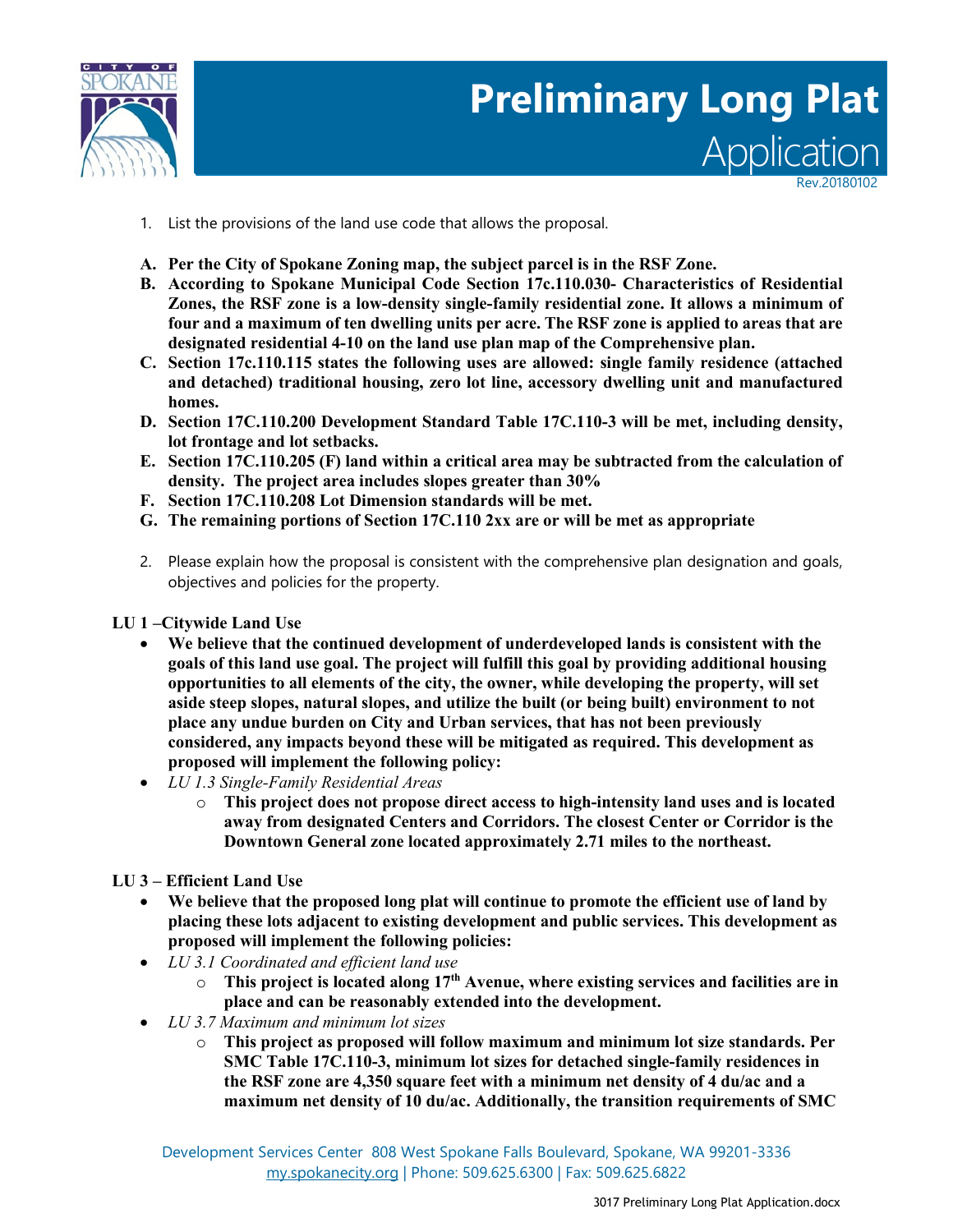# Preliminary Long Plat Application

Rev.20180102

1. List the provisions of the land use code that allows the proposal.

**A. Per the City of Spokane Zoning map, the subject parcel is in the RSF Zone.**

**B. According to Spokane Municipal Code Section 17c.110.030- Characteristics of Residential Zones, the RSF zone is a low-density single-family residential zone. It allows a minimum of four and a maximum of ten dwelling units per acre. The RSF zone is applied to areas that are designated residential 4-10 on the land use plan map of the Comprehensive plan.**

**C. Section 17c.110.115 states the following uses are allowed: single family residence (attached and detached) traditional housing, zero lot line, accessory dwelling unit and manufactured homes.**

**D. Section 17C.110.200 Development Standard Table 17C.110-3 will be met, including density, lot frontage and lot setbacks.**

**E. Section 17C.110.205 (F) land within a critical area may be subtracted from the calculation of density. The project area includes slopes greater than 30%**

**F. Section 17C.110.208 Lot Dimension standards will be met.**

**G. The remaining portions of Section 17C.110 2xx are or will be met as appropriate**

2. Please explain how the proposal is consistent with the comprehensive plan designation and goals, objectives and policies for the property.

**LU 1 –Citywide Land Use**

- **We believe that the continued development of underdeveloped lands is consistent with the goals of this land use goal. The project will fulfill this goal by providing additional housing opportunities to all elements of the city, the owner, while developing the property, will set aside steep slopes, natural slopes, and utilize the built (or being built) environment to not place any undue burden on City and Urban services, that has not been previously considered, any impacts beyond these will be mitigated as required. This development as proposed will implement the following policy:**
- *LU 1.3 Single-Family Residential Areas*
  - **This project does not propose direct access to high-intensity land uses and is located away from designated Centers and Corridors. The closest Center or Corridor is the Downtown General zone located approximately 2.71 miles to the northeast.**

**LU 3 – Efficient Land Use**

- **We believe that the proposed long plat will continue to promote the efficient use of land by placing these lots adjacent to existing development and public services. This development as proposed will implement the following policies:**
- *LU 3.1 Coordinated and efficient land use*
  - **This project is located along 17th Avenue, where existing services and facilities are in place and can be reasonably extended into the development.**
- *LU 3.7 Maximum and minimum lot sizes*
  - **This project as proposed will follow maximum and minimum lot size standards. Per SMC Table 17C.110-3, minimum lot sizes for detached single-family residences in the RSF zone are 4,350 square feet with a minimum net density of 4 du/ac and a maximum net density of 10 du/ac. Additionally, the transition requirements of SMC**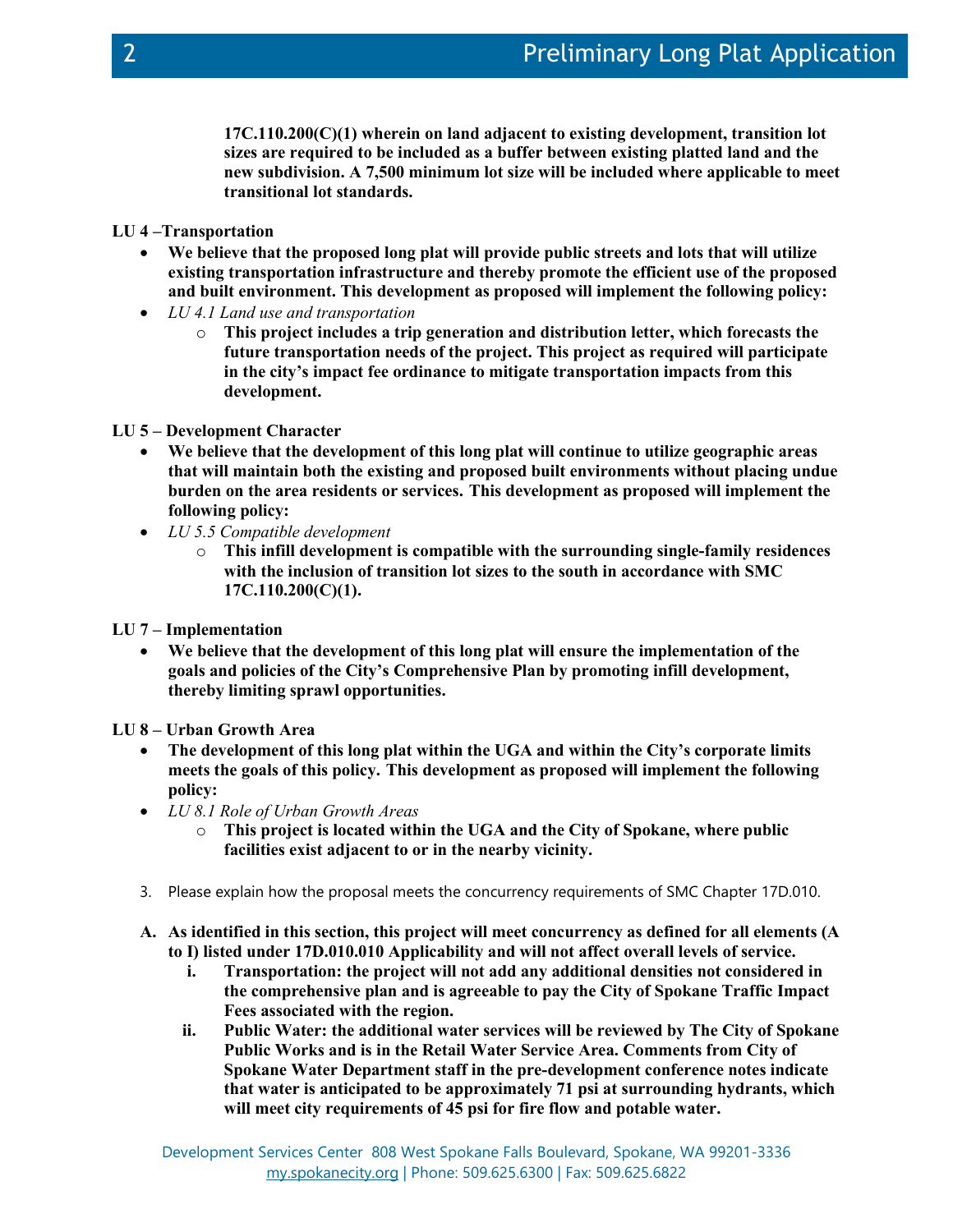**17C.110.200(C)(1) wherein on land adjacent to existing development, transition lot sizes are required to be included as a buffer between existing platted land and the new subdivision. A 7,500 minimum lot size will be included where applicable to meet transitional lot standards.**

**LU 4 –Transportation**

- **We believe that the proposed long plat will provide public streets and lots that will utilize existing transportation infrastructure and thereby promote the efficient use of the proposed and built environment. This development as proposed will implement the following policy:**
- *LU 4.1 Land use and transportation*
  - **This project includes a trip generation and distribution letter, which forecasts the future transportation needs of the project. This project as required will participate in the city's impact fee ordinance to mitigate transportation impacts from this development.**

**LU 5 – Development Character**

- **We believe that the development of this long plat will continue to utilize geographic areas that will maintain both the existing and proposed built environments without placing undue burden on the area residents or services. This development as proposed will implement the following policy:**
- *LU 5.5 Compatible development*
  - **This infill development is compatible with the surrounding single-family residences with the inclusion of transition lot sizes to the south in accordance with SMC 17C.110.200(C)(1).**

**LU 7 – Implementation**

- **We believe that the development of this long plat will ensure the implementation of the goals and policies of the City's Comprehensive Plan by promoting infill development, thereby limiting sprawl opportunities.**

**LU 8 – Urban Growth Area**

- **The development of this long plat within the UGA and within the City's corporate limits meets the goals of this policy. This development as proposed will implement the following policy:**
- *LU 8.1 Role of Urban Growth Areas*
  - **This project is located within the UGA and the City of Spokane, where public facilities exist adjacent to or in the nearby vicinity.**

3. Please explain how the proposal meets the concurrency requirements of SMC Chapter 17D.010.

**A. As identified in this section, this project will meet concurrency as defined for all elements (A to I) listed under 17D.010.010 Applicability and will not affect overall levels of service.**

   **i. Transportation: the project will not add any additional densities not considered in the comprehensive plan and is agreeable to pay the City of Spokane Traffic Impact Fees associated with the region.**

   **ii. Public Water: the additional water services will be reviewed by The City of Spokane Public Works and is in the Retail Water Service Area. Comments from City of Spokane Water Department staff in the pre-development conference notes indicate that water is anticipated to be approximately 71 psi at surrounding hydrants, which will meet city requirements of 45 psi for fire flow and potable water.**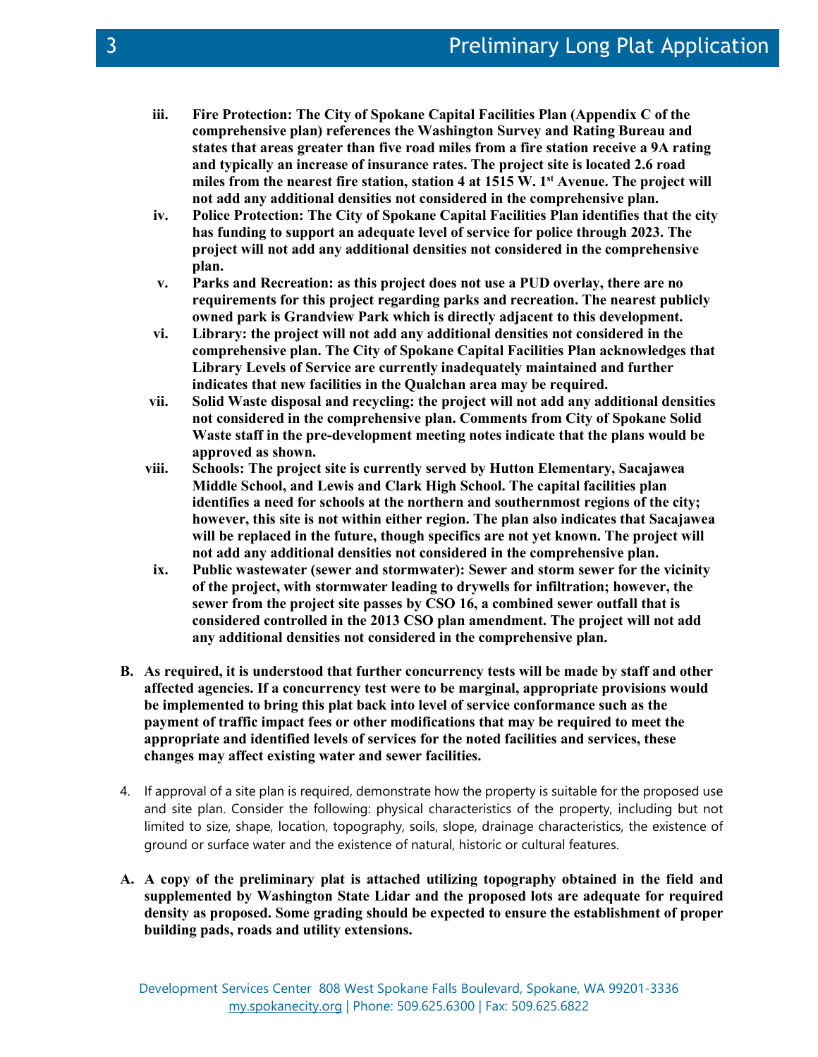iii. **Fire Protection: The City of Spokane Capital Facilities Plan (Appendix C of the comprehensive plan) references the Washington Survey and Rating Bureau and states that areas greater than five road miles from a fire station receive a 9A rating and typically an increase of insurance rates. The project site is located 2.6 road miles from the nearest fire station, station 4 at 1515 W. 1st Avenue. The project will not add any additional densities not considered in the comprehensive plan.**

iv. **Police Protection: The City of Spokane Capital Facilities Plan identifies that the city has funding to support an adequate level of service for police through 2023. The project will not add any additional densities not considered in the comprehensive plan.**

v. **Parks and Recreation: as this project does not use a PUD overlay, there are no requirements for this project regarding parks and recreation. The nearest publicly owned park is Grandview Park which is directly adjacent to this development.**

vi. **Library: the project will not add any additional densities not considered in the comprehensive plan. The City of Spokane Capital Facilities Plan acknowledges that Library Levels of Service are currently inadequately maintained and further indicates that new facilities in the Qualchan area may be required.**

vii. **Solid Waste disposal and recycling: the project will not add any additional densities not considered in the comprehensive plan. Comments from City of Spokane Solid Waste staff in the pre-development meeting notes indicate that the plans would be approved as shown.**

viii. **Schools: The project site is currently served by Hutton Elementary, Sacajawea Middle School, and Lewis and Clark High School. The capital facilities plan identifies a need for schools at the northern and southernmost regions of the city; however, this site is not within either region. The plan also indicates that Sacajawea will be replaced in the future, though specifics are not yet known. The project will not add any additional densities not considered in the comprehensive plan.**

ix. **Public wastewater (sewer and stormwater): Sewer and storm sewer for the vicinity of the project, with stormwater leading to drywells for infiltration; however, the sewer from the project site passes by CSO 16, a combined sewer outfall that is considered controlled in the 2013 CSO plan amendment. The project will not add any additional densities not considered in the comprehensive plan.**

**B. As required, it is understood that further concurrency tests will be made by staff and other affected agencies. If a concurrency test were to be marginal, appropriate provisions would be implemented to bring this plat back into level of service conformance such as the payment of traffic impact fees or other modifications that may be required to meet the appropriate and identified levels of services for the noted facilities and services, these changes may affect existing water and sewer facilities.**

4. If approval of a site plan is required, demonstrate how the property is suitable for the proposed use and site plan. Consider the following: physical characteristics of the property, including but not limited to size, shape, location, topography, soils, slope, drainage characteristics, the existence of ground or surface water and the existence of natural, historic or cultural features.

**A. A copy of the preliminary plat is attached utilizing topography obtained in the field and supplemented by Washington State Lidar and the proposed lots are adequate for required density as proposed. Some grading should be expected to ensure the establishment of proper building pads, roads and utility extensions.**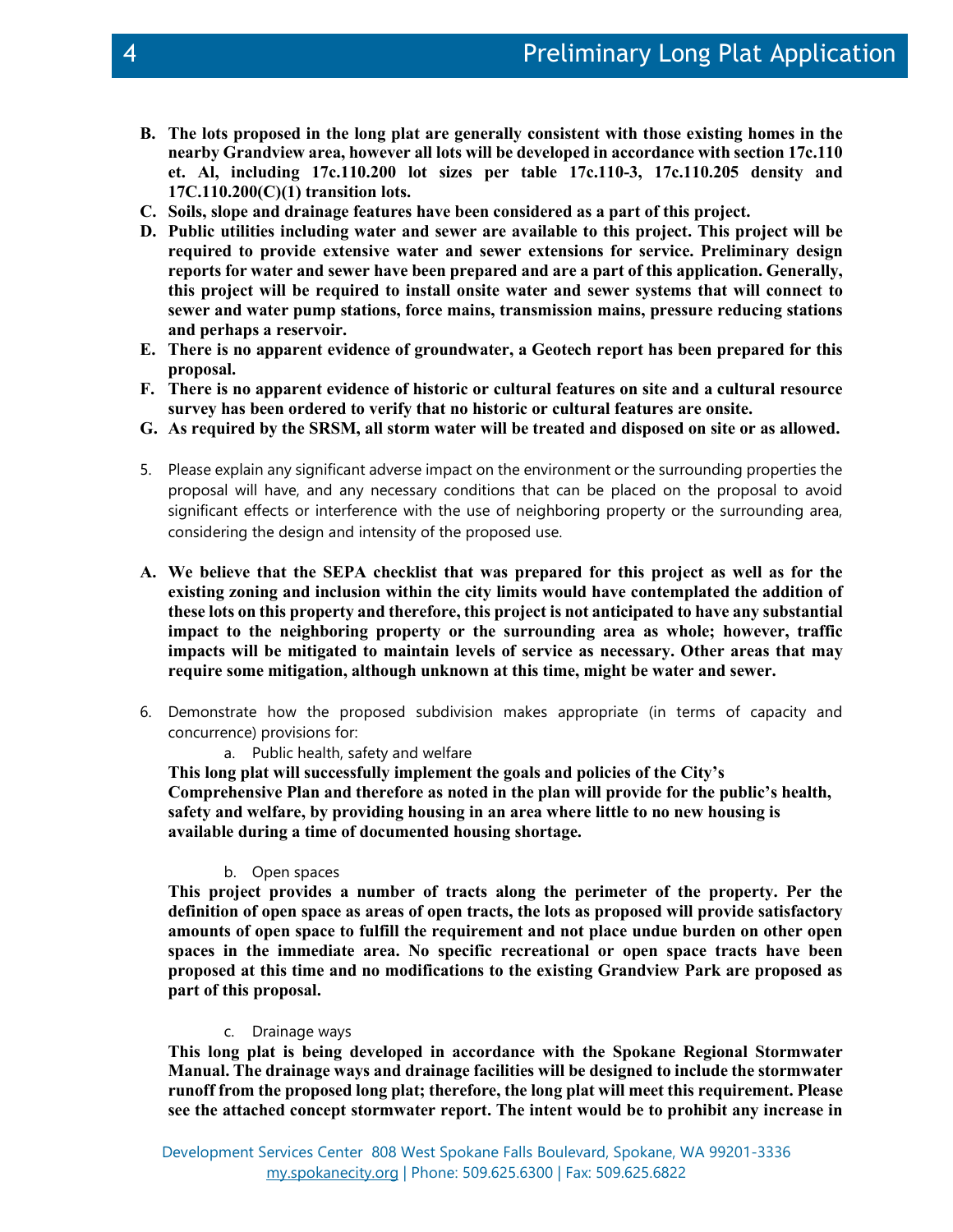**B. The lots proposed in the long plat are generally consistent with those existing homes in the nearby Grandview area, however all lots will be developed in accordance with section 17c.110 et. Al, including 17c.110.200 lot sizes per table 17c.110-3, 17c.110.205 density and 17C.110.200(C)(1) transition lots.**

**C. Soils, slope and drainage features have been considered as a part of this project.**

**D. Public utilities including water and sewer are available to this project. This project will be required to provide extensive water and sewer extensions for service. Preliminary design reports for water and sewer have been prepared and are a part of this application. Generally, this project will be required to install onsite water and sewer systems that will connect to sewer and water pump stations, force mains, transmission mains, pressure reducing stations and perhaps a reservoir.**

**E. There is no apparent evidence of groundwater, a Geotech report has been prepared for this proposal.**

**F. There is no apparent evidence of historic or cultural features on site and a cultural resource survey has been ordered to verify that no historic or cultural features are onsite.**

**G. As required by the SRSM, all storm water will be treated and disposed on site or as allowed.**

5. Please explain any significant adverse impact on the environment or the surrounding properties the proposal will have, and any necessary conditions that can be placed on the proposal to avoid significant effects or interference with the use of neighboring property or the surrounding area, considering the design and intensity of the proposed use.

**A. We believe that the SEPA checklist that was prepared for this project as well as for the existing zoning and inclusion within the city limits would have contemplated the addition of these lots on this property and therefore, this project is not anticipated to have any substantial impact to the neighboring property or the surrounding area as whole; however, traffic impacts will be mitigated to maintain levels of service as necessary. Other areas that may require some mitigation, although unknown at this time, might be water and sewer.**

6. Demonstrate how the proposed subdivision makes appropriate (in terms of capacity and concurrence) provisions for:

   a. Public health, safety and welfare

**This long plat will successfully implement the goals and policies of the City's Comprehensive Plan and therefore as noted in the plan will provide for the public's health, safety and welfare, by providing housing in an area where little to no new housing is available during a time of documented housing shortage.**

   b. Open spaces

**This project provides a number of tracts along the perimeter of the property. Per the definition of open space as areas of open tracts, the lots as proposed will provide satisfactory amounts of open space to fulfill the requirement and not place undue burden on other open spaces in the immediate area. No specific recreational or open space tracts have been proposed at this time and no modifications to the existing Grandview Park are proposed as part of this proposal.**

   c. Drainage ways

**This long plat is being developed in accordance with the Spokane Regional Stormwater Manual. The drainage ways and drainage facilities will be designed to include the stormwater runoff from the proposed long plat; therefore, the long plat will meet this requirement. Please see the attached concept stormwater report. The intent would be to prohibit any increase in**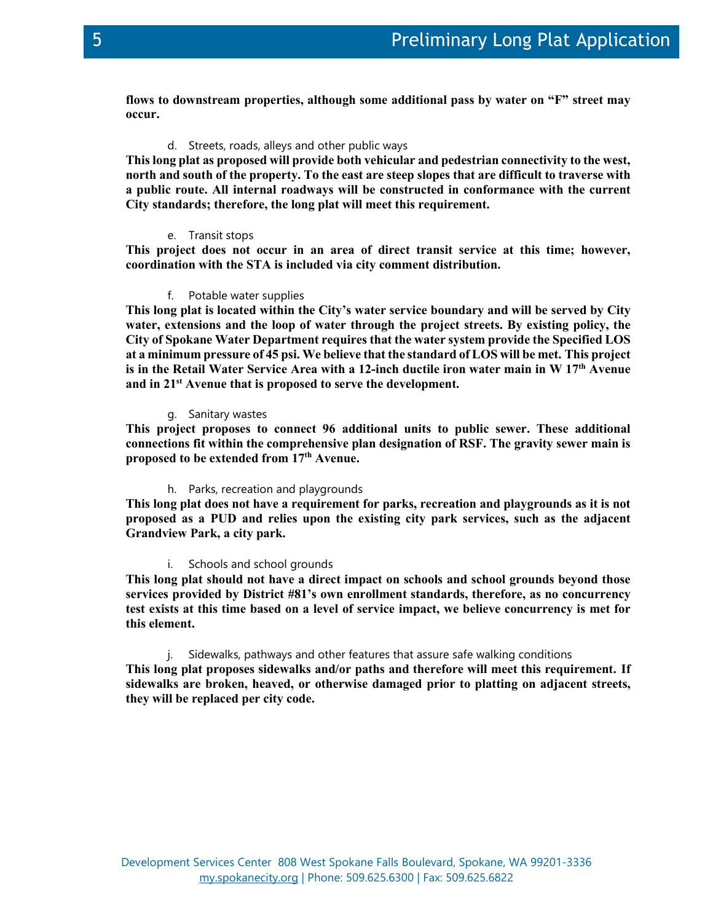**flows to downstream properties, although some additional pass by water on "F" street may occur.**

d. Streets, roads, alleys and other public ways

**This long plat as proposed will provide both vehicular and pedestrian connectivity to the west, north and south of the property. To the east are steep slopes that are difficult to traverse with a public route. All internal roadways will be constructed in conformance with the current City standards; therefore, the long plat will meet this requirement.**

e. Transit stops

**This project does not occur in an area of direct transit service at this time; however, coordination with the STA is included via city comment distribution.**

f. Potable water supplies

**This long plat is located within the City's water service boundary and will be served by City water, extensions and the loop of water through the project streets. By existing policy, the City of Spokane Water Department requires that the water system provide the Specified LOS at a minimum pressure of 45 psi. We believe that the standard of LOS will be met. This project is in the Retail Water Service Area with a 12-inch ductile iron water main in W 17th Avenue and in 21st Avenue that is proposed to serve the development.**

g. Sanitary wastes

**This project proposes to connect 96 additional units to public sewer. These additional connections fit within the comprehensive plan designation of RSF. The gravity sewer main is proposed to be extended from 17th Avenue.**

h. Parks, recreation and playgrounds

**This long plat does not have a requirement for parks, recreation and playgrounds as it is not proposed as a PUD and relies upon the existing city park services, such as the adjacent Grandview Park, a city park.**

i. Schools and school grounds

**This long plat should not have a direct impact on schools and school grounds beyond those services provided by District #81's own enrollment standards, therefore, as no concurrency test exists at this time based on a level of service impact, we believe concurrency is met for this element.**

j. Sidewalks, pathways and other features that assure safe walking conditions

**This long plat proposes sidewalks and/or paths and therefore will meet this requirement. If sidewalks are broken, heaved, or otherwise damaged prior to platting on adjacent streets, they will be replaced per city code.**